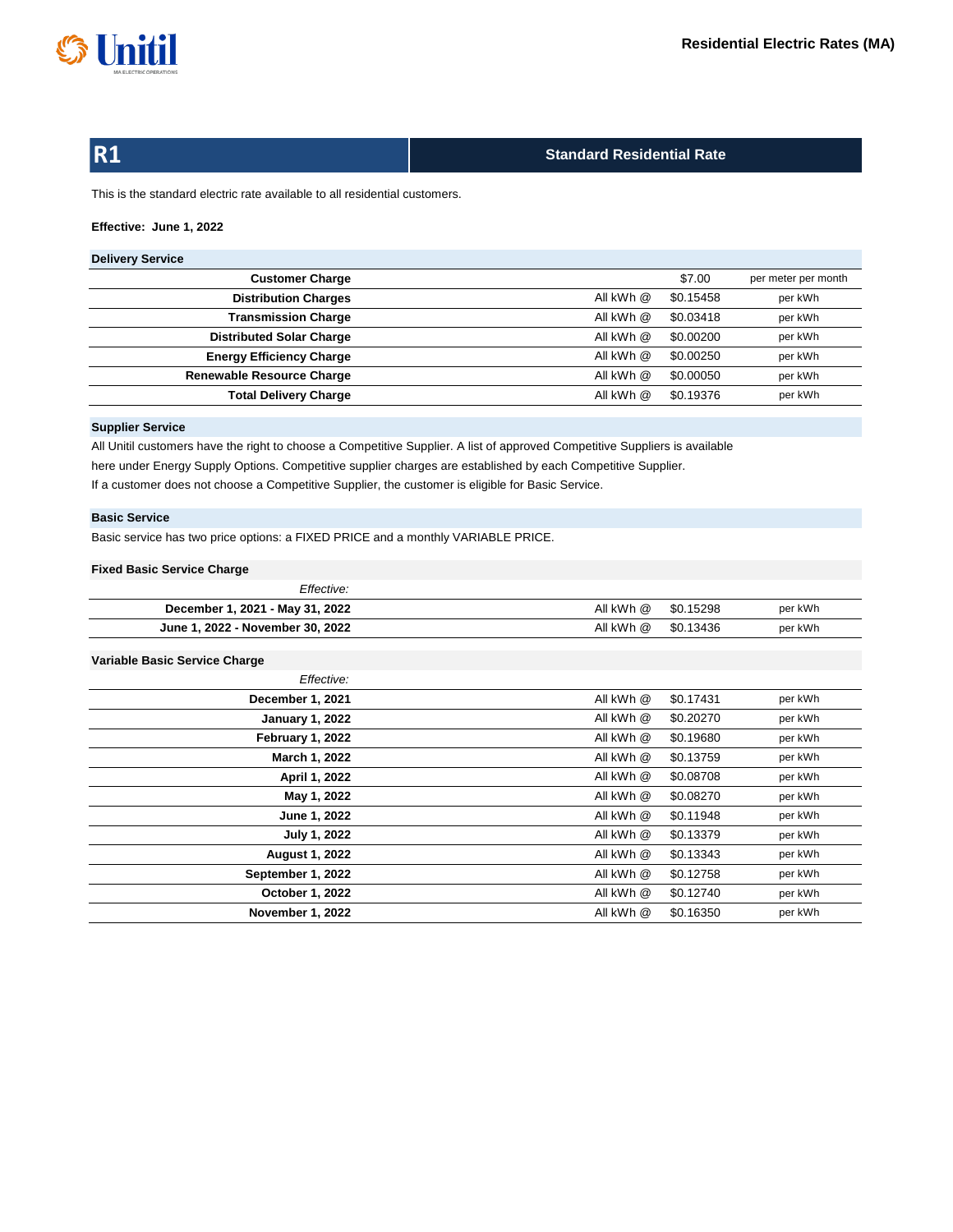# Residential Electric Rates (MA)

## R1 — Standard Residential Rate

This is the standard electric rate available to all residential customers.

**Effective: June 1, 2022**

### Delivery Service

| Charge | | Rate | Unit |
|---|---|---|---|
| **Customer Charge** | | $7.00 | per meter per month |
| **Distribution Charges** | All kWh @ | $0.15458 | per kWh |
| **Transmission Charge** | All kWh @ | $0.03418 | per kWh |
| **Distributed Solar Charge** | All kWh @ | $0.00200 | per kWh |
| **Energy Efficiency Charge** | All kWh @ | $0.00250 | per kWh |
| **Renewable Resource Charge** | All kWh @ | $0.00050 | per kWh |
| **Total Delivery Charge** | All kWh @ | $0.19376 | per kWh |

### Supplier Service

All Unitil customers have the right to choose a Competitive Supplier. A list of approved Competitive Suppliers is available here under Energy Supply Options. Competitive supplier charges are established by each Competitive Supplier.
If a customer does not choose a Competitive Supplier, the customer is eligible for Basic Service.

### Basic Service

Basic service has two price options: a FIXED PRICE and a monthly VARIABLE PRICE.

#### Fixed Basic Service Charge

| *Effective:* | | | |
|---|---|---|---|
| **December 1, 2021 - May 31, 2022** | All kWh @ | $0.15298 | per kWh |
| **June 1, 2022 - November 30, 2022** | All kWh @ | $0.13436 | per kWh |

#### Variable Basic Service Charge

| *Effective:* | | | |
|---|---|---|---|
| **December 1, 2021** | All kWh @ | $0.17431 | per kWh |
| **January 1, 2022** | All kWh @ | $0.20270 | per kWh |
| **February 1, 2022** | All kWh @ | $0.19680 | per kWh |
| **March 1, 2022** | All kWh @ | $0.13759 | per kWh |
| **April 1, 2022** | All kWh @ | $0.08708 | per kWh |
| **May 1, 2022** | All kWh @ | $0.08270 | per kWh |
| **June 1, 2022** | All kWh @ | $0.11948 | per kWh |
| **July 1, 2022** | All kWh @ | $0.13379 | per kWh |
| **August 1, 2022** | All kWh @ | $0.13343 | per kWh |
| **September 1, 2022** | All kWh @ | $0.12758 | per kWh |
| **October 1, 2022** | All kWh @ | $0.12740 | per kWh |
| **November 1, 2022** | All kWh @ | $0.16350 | per kWh |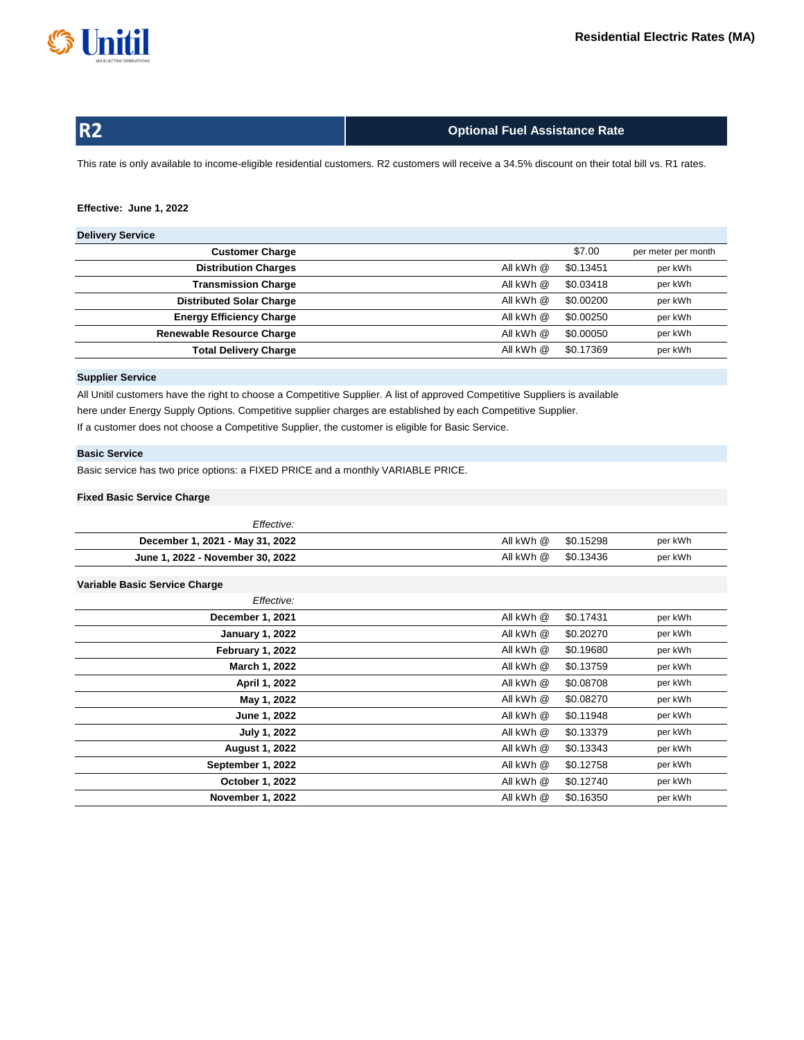# R2 — Optional Fuel Assistance Rate

This rate is only available to income-eligible residential customers. R2 customers will receive a 34.5% discount on their total bill vs. R1 rates.

**Effective: June 1, 2022**

### Delivery Service

| | | | |
|---|---|---|---|
| **Customer Charge** | | $7.00 | per meter per month |
| **Distribution Charges** | All kWh @ | $0.13451 | per kWh |
| **Transmission Charge** | All kWh @ | $0.03418 | per kWh |
| **Distributed Solar Charge** | All kWh @ | $0.00200 | per kWh |
| **Energy Efficiency Charge** | All kWh @ | $0.00250 | per kWh |
| **Renewable Resource Charge** | All kWh @ | $0.00050 | per kWh |
| **Total Delivery Charge** | All kWh @ | $0.17369 | per kWh |

### Supplier Service

All Unitil customers have the right to choose a Competitive Supplier. A list of approved Competitive Suppliers is available here under Energy Supply Options. Competitive supplier charges are established by each Competitive Supplier.
If a customer does not choose a Competitive Supplier, the customer is eligible for Basic Service.

### Basic Service

Basic service has two price options: a FIXED PRICE and a monthly VARIABLE PRICE.

#### Fixed Basic Service Charge

| *Effective:* | | | |
|---|---|---|---|
| **December 1, 2021 - May 31, 2022** | All kWh @ | $0.15298 | per kWh |
| **June 1, 2022 - November 30, 2022** | All kWh @ | $0.13436 | per kWh |

#### Variable Basic Service Charge

| *Effective:* | | | |
|---|---|---|---|
| **December 1, 2021** | All kWh @ | $0.17431 | per kWh |
| **January 1, 2022** | All kWh @ | $0.20270 | per kWh |
| **February 1, 2022** | All kWh @ | $0.19680 | per kWh |
| **March 1, 2022** | All kWh @ | $0.13759 | per kWh |
| **April 1, 2022** | All kWh @ | $0.08708 | per kWh |
| **May 1, 2022** | All kWh @ | $0.08270 | per kWh |
| **June 1, 2022** | All kWh @ | $0.11948 | per kWh |
| **July 1, 2022** | All kWh @ | $0.13379 | per kWh |
| **August 1, 2022** | All kWh @ | $0.13343 | per kWh |
| **September 1, 2022** | All kWh @ | $0.12758 | per kWh |
| **October 1, 2022** | All kWh @ | $0.12740 | per kWh |
| **November 1, 2022** | All kWh @ | $0.16350 | per kWh |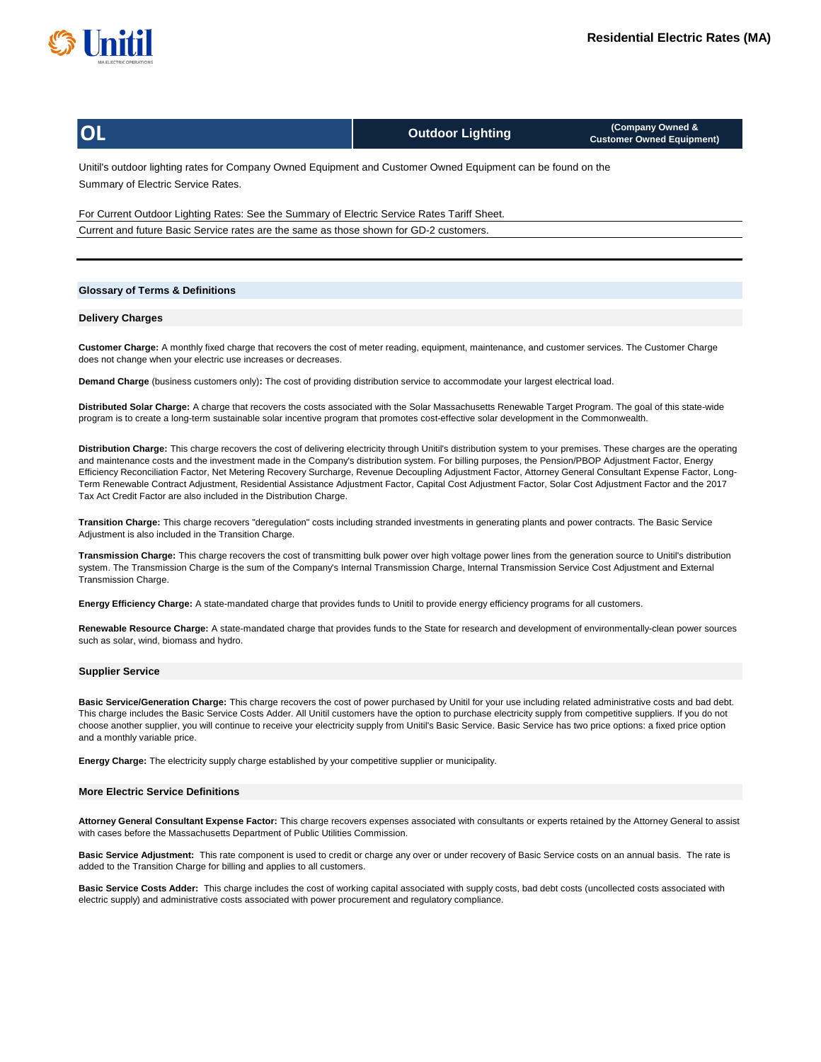## OL | Outdoor Lighting | (Company Owned & Customer Owned Equipment)

Unitil's outdoor lighting rates for Company Owned Equipment and Customer Owned Equipment can be found on the Summary of Electric Service Rates.

For Current Outdoor Lighting Rates: See the Summary of Electric Service Rates Tariff Sheet.

Current and future Basic Service rates are the same as those shown for GD-2 customers.

---

## Glossary of Terms & Definitions

### Delivery Charges

**Customer Charge:** A monthly fixed charge that recovers the cost of meter reading, equipment, maintenance, and customer services. The Customer Charge does not change when your electric use increases or decreases.

**Demand Charge** (business customers only)**:** The cost of providing distribution service to accommodate your largest electrical load.

**Distributed Solar Charge:** A charge that recovers the costs associated with the Solar Massachusetts Renewable Target Program. The goal of this state-wide program is to create a long-term sustainable solar incentive program that promotes cost-effective solar development in the Commonwealth.

**Distribution Charge:** This charge recovers the cost of delivering electricity through Unitil's distribution system to your premises. These charges are the operating and maintenance costs and the investment made in the Company's distribution system. For billing purposes, the Pension/PBOP Adjustment Factor, Energy Efficiency Reconciliation Factor, Net Metering Recovery Surcharge, Revenue Decoupling Adjustment Factor, Attorney General Consultant Expense Factor, Long-Term Renewable Contract Adjustment, Residential Assistance Adjustment Factor, Capital Cost Adjustment Factor, Solar Cost Adjustment Factor and the 2017 Tax Act Credit Factor are also included in the Distribution Charge.

**Transition Charge:** This charge recovers "deregulation" costs including stranded investments in generating plants and power contracts. The Basic Service Adjustment is also included in the Transition Charge.

**Transmission Charge:** This charge recovers the cost of transmitting bulk power over high voltage power lines from the generation source to Unitil's distribution system. The Transmission Charge is the sum of the Company's Internal Transmission Charge, Internal Transmission Service Cost Adjustment and External Transmission Charge.

**Energy Efficiency Charge:** A state-mandated charge that provides funds to Unitil to provide energy efficiency programs for all customers.

**Renewable Resource Charge:** A state-mandated charge that provides funds to the State for research and development of environmentally-clean power sources such as solar, wind, biomass and hydro.

### Supplier Service

**Basic Service/Generation Charge:** This charge recovers the cost of power purchased by Unitil for your use including related administrative costs and bad debt. This charge includes the Basic Service Costs Adder. All Unitil customers have the option to purchase electricity supply from competitive suppliers. If you do not choose another supplier, you will continue to receive your electricity supply from Unitil's Basic Service. Basic Service has two price options: a fixed price option and a monthly variable price.

**Energy Charge:** The electricity supply charge established by your competitive supplier or municipality.

### More Electric Service Definitions

**Attorney General Consultant Expense Factor:** This charge recovers expenses associated with consultants or experts retained by the Attorney General to assist with cases before the Massachusetts Department of Public Utilities Commission.

**Basic Service Adjustment:** This rate component is used to credit or charge any over or under recovery of Basic Service costs on an annual basis. The rate is added to the Transition Charge for billing and applies to all customers.

**Basic Service Costs Adder:** This charge includes the cost of working capital associated with supply costs, bad debt costs (uncollected costs associated with electric supply) and administrative costs associated with power procurement and regulatory compliance.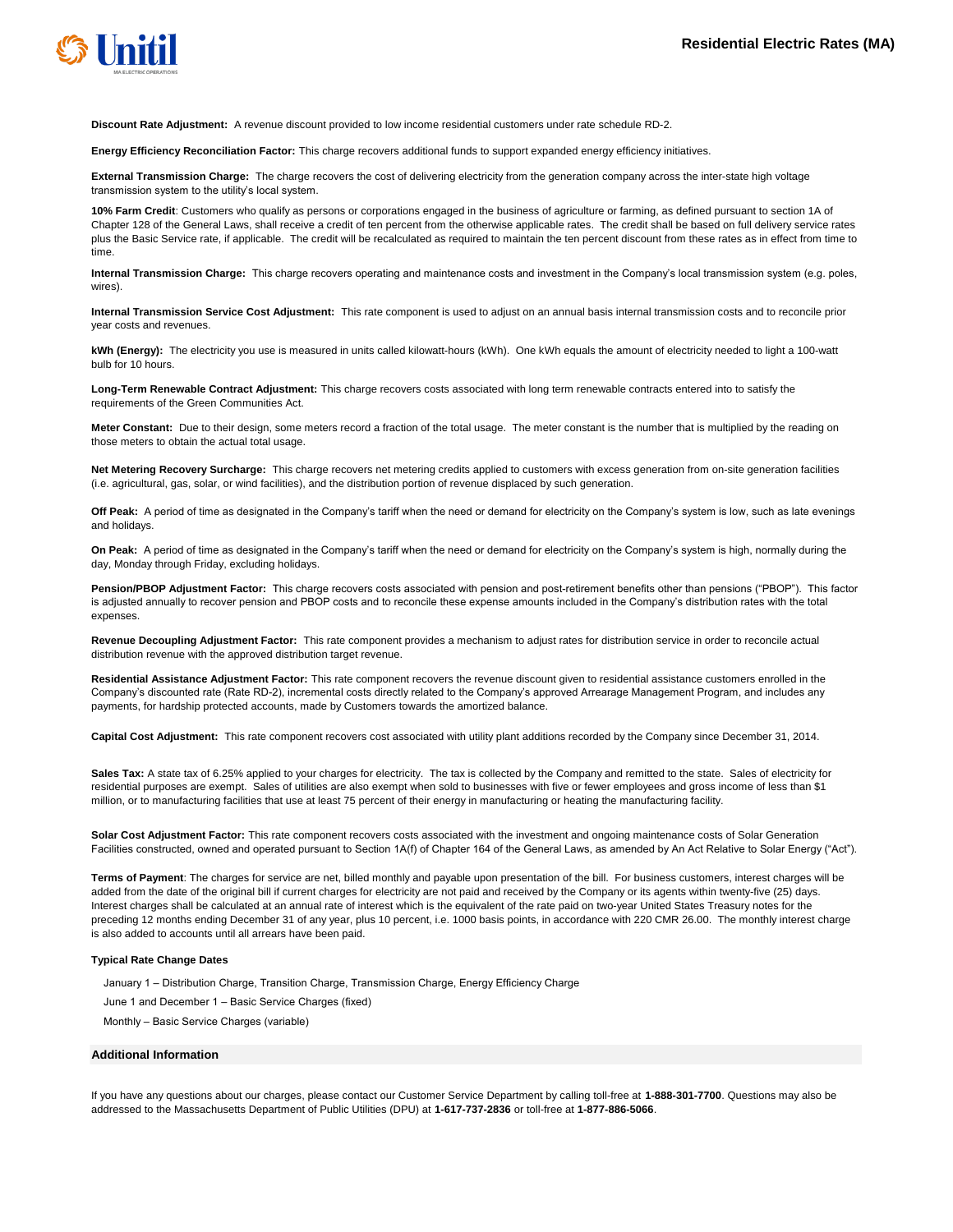**Discount Rate Adjustment:** A revenue discount provided to low income residential customers under rate schedule RD-2.

**Energy Efficiency Reconciliation Factor:** This charge recovers additional funds to support expanded energy efficiency initiatives.

**External Transmission Charge:** The charge recovers the cost of delivering electricity from the generation company across the inter-state high voltage transmission system to the utility's local system.

**10% Farm Credit**: Customers who qualify as persons or corporations engaged in the business of agriculture or farming, as defined pursuant to section 1A of Chapter 128 of the General Laws, shall receive a credit of ten percent from the otherwise applicable rates. The credit shall be based on full delivery service rates plus the Basic Service rate, if applicable. The credit will be recalculated as required to maintain the ten percent discount from these rates as in effect from time to time.

**Internal Transmission Charge:** This charge recovers operating and maintenance costs and investment in the Company's local transmission system (e.g. poles, wires).

**Internal Transmission Service Cost Adjustment:** This rate component is used to adjust on an annual basis internal transmission costs and to reconcile prior year costs and revenues.

**kWh (Energy):** The electricity you use is measured in units called kilowatt-hours (kWh). One kWh equals the amount of electricity needed to light a 100-watt bulb for 10 hours.

**Long-Term Renewable Contract Adjustment:** This charge recovers costs associated with long term renewable contracts entered into to satisfy the requirements of the Green Communities Act.

**Meter Constant:** Due to their design, some meters record a fraction of the total usage. The meter constant is the number that is multiplied by the reading on those meters to obtain the actual total usage.

**Net Metering Recovery Surcharge:** This charge recovers net metering credits applied to customers with excess generation from on-site generation facilities (i.e. agricultural, gas, solar, or wind facilities), and the distribution portion of revenue displaced by such generation.

**Off Peak:** A period of time as designated in the Company's tariff when the need or demand for electricity on the Company's system is low, such as late evenings and holidays.

**On Peak:** A period of time as designated in the Company's tariff when the need or demand for electricity on the Company's system is high, normally during the day, Monday through Friday, excluding holidays.

**Pension/PBOP Adjustment Factor:** This charge recovers costs associated with pension and post-retirement benefits other than pensions ("PBOP"). This factor is adjusted annually to recover pension and PBOP costs and to reconcile these expense amounts included in the Company's distribution rates with the total expenses.

**Revenue Decoupling Adjustment Factor:** This rate component provides a mechanism to adjust rates for distribution service in order to reconcile actual distribution revenue with the approved distribution target revenue.

**Residential Assistance Adjustment Factor:** This rate component recovers the revenue discount given to residential assistance customers enrolled in the Company's discounted rate (Rate RD-2), incremental costs directly related to the Company's approved Arrearage Management Program, and includes any payments, for hardship protected accounts, made by Customers towards the amortized balance.

**Capital Cost Adjustment:** This rate component recovers cost associated with utility plant additions recorded by the Company since December 31, 2014.

**Sales Tax:** A state tax of 6.25% applied to your charges for electricity. The tax is collected by the Company and remitted to the state. Sales of electricity for residential purposes are exempt. Sales of utilities are also exempt when sold to businesses with five or fewer employees and gross income of less than $1 million, or to manufacturing facilities that use at least 75 percent of their energy in manufacturing or heating the manufacturing facility.

**Solar Cost Adjustment Factor:** This rate component recovers costs associated with the investment and ongoing maintenance costs of Solar Generation Facilities constructed, owned and operated pursuant to Section 1A(f) of Chapter 164 of the General Laws, as amended by An Act Relative to Solar Energy ("Act").

**Terms of Payment**: The charges for service are net, billed monthly and payable upon presentation of the bill. For business customers, interest charges will be added from the date of the original bill if current charges for electricity are not paid and received by the Company or its agents within twenty-five (25) days. Interest charges shall be calculated at an annual rate of interest which is the equivalent of the rate paid on two-year United States Treasury notes for the preceding 12 months ending December 31 of any year, plus 10 percent, i.e. 1000 basis points, in accordance with 220 CMR 26.00. The monthly interest charge is also added to accounts until all arrears have been paid.

**Typical Rate Change Dates**

- January 1 – Distribution Charge, Transition Charge, Transmission Charge, Energy Efficiency Charge
- June 1 and December 1 – Basic Service Charges (fixed)
- Monthly – Basic Service Charges (variable)

## Additional Information

If you have any questions about our charges, please contact our Customer Service Department by calling toll-free at **1-888-301-7700**. Questions may also be addressed to the Massachusetts Department of Public Utilities (DPU) at **1-617-737-2836** or toll-free at **1-877-886-5066**.